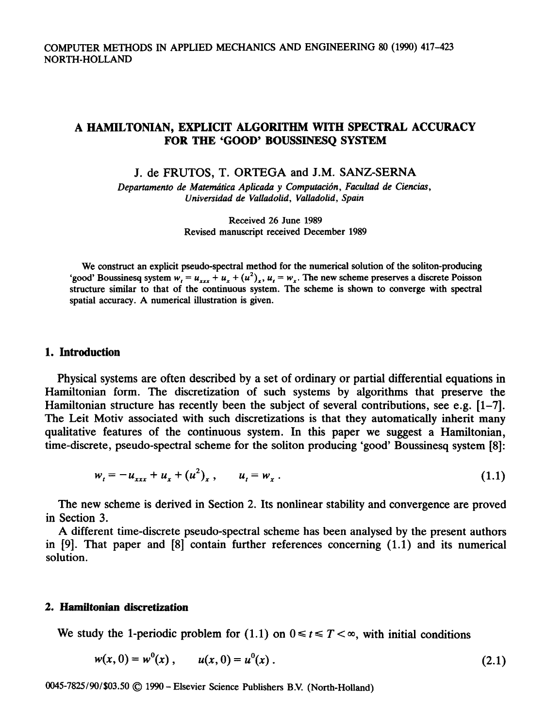# A HAMILTONIAN, EXPLICIT ALGORITHM WITH SPECTRAL ACCURACY FOR THE 'GOOD' BOUSSINESQ SYSTEM

J. de FRUTOS, T. ORTEGA and J.M. SANZ-SERNA

*Departamento de Matemática Aplicada y Computación, Facultad de Ciencias, Universidad de Valladolid, Valladolid, Spain*

Received 26 June 1989
Revised manuscript received December 1989

We construct an explicit pseudo-spectral method for the numerical solution of the soliton-producing 'good' Boussinesq system $w_t = u_{xxx} + u_x + (u^2)_x$, $u_t = w_x$. The new scheme preserves a discrete Poisson structure similar to that of the continuous system. The scheme is shown to converge with spectral spatial accuracy. A numerical illustration is given.

## 1. Introduction

Physical systems are often described by a set of ordinary or partial differential equations in Hamiltonian form. The discretization of such systems by algorithms that preserve the Hamiltonian structure has recently been the subject of several contributions, see e.g. [1–7]. The Leit Motiv associated with such discretizations is that they automatically inherit many qualitative features of the continuous system. In this paper we suggest a Hamiltonian, time-discrete, pseudo-spectral scheme for the soliton producing 'good' Boussinesq system [8]:

$$w_t = -u_{xxx} + u_x + (u^2)_x , \qquad u_t = w_x . \tag{1.1}$$

The new scheme is derived in Section 2. Its nonlinear stability and convergence are proved in Section 3.

A different time-discrete pseudo-spectral scheme has been analysed by the present authors in [9]. That paper and [8] contain further references concerning (1.1) and its numerical solution.

## 2. Hamiltonian discretization

We study the 1-periodic problem for (1.1) on $0 \leq t \leq T < \infty$, with initial conditions

$$w(x, 0) = w^0(x) , \qquad u(x, 0) = u^0(x) . \tag{2.1}$$

0045-7825/90/$03.50 © 1990 – Elsevier Science Publishers B.V. (North-Holland)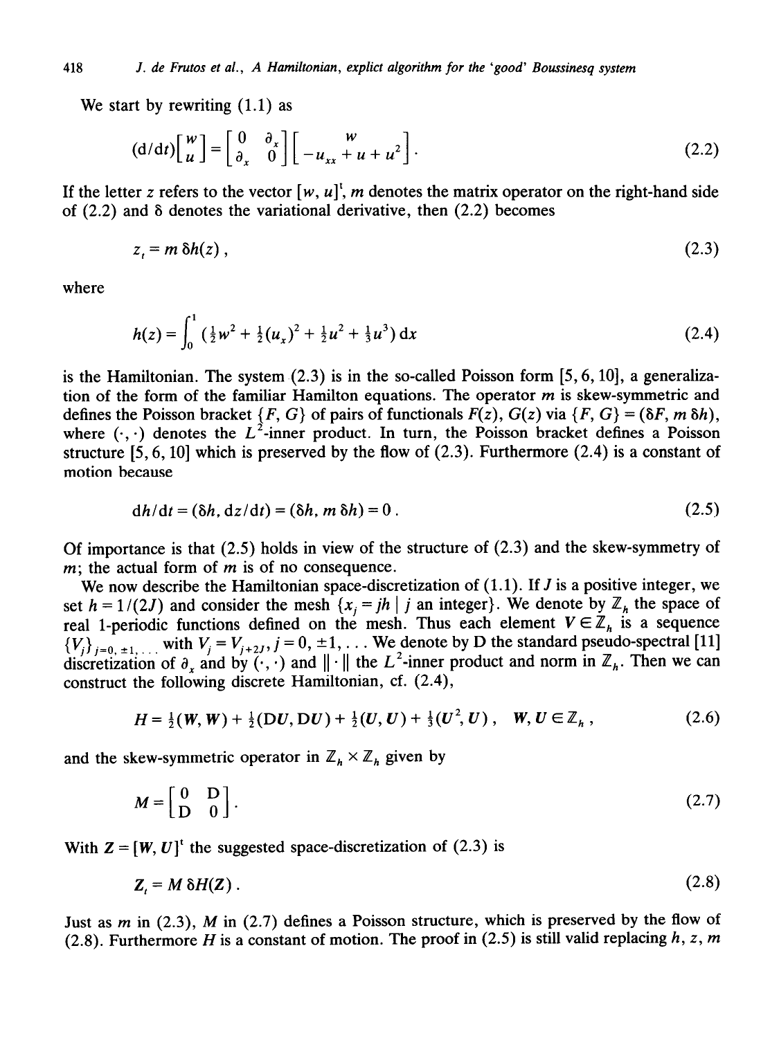We start by rewriting (1.1) as

$$(\mathrm{d}/\mathrm{d}t)\begin{bmatrix} w \\ u \end{bmatrix} = \begin{bmatrix} 0 & \partial_x \\ \partial_x & 0 \end{bmatrix} \begin{bmatrix} w \\ -u_{xx} + u + u^2 \end{bmatrix}. \tag{2.2}$$

If the letter $z$ refers to the vector $[w, u]^{\mathrm{t}}$, $m$ denotes the matrix operator on the right-hand side of (2.2) and $\delta$ denotes the variational derivative, then (2.2) becomes

$$z_t = m\,\delta h(z)\,, \tag{2.3}$$

where

$$h(z) = \int_0^1 \left(\tfrac{1}{2}w^2 + \tfrac{1}{2}(u_x)^2 + \tfrac{1}{2}u^2 + \tfrac{1}{3}u^3\right)\mathrm{d}x \tag{2.4}$$

is the Hamiltonian. The system (2.3) is in the so-called Poisson form [5, 6, 10], a generalization of the form of the familiar Hamilton equations. The operator $m$ is skew-symmetric and defines the Poisson bracket $\{F, G\}$ of pairs of functionals $F(z)$, $G(z)$ via $\{F, G\} = (\delta F, m\,\delta h)$, where $(\cdot,\cdot)$ denotes the $L^2$-inner product. In turn, the Poisson bracket defines a Poisson structure [5, 6, 10] which is preserved by the flow of (2.3). Furthermore (2.4) is a constant of motion because

$$\mathrm{d}h/\mathrm{d}t = (\delta h, \mathrm{d}z/\mathrm{d}t) = (\delta h, m\,\delta h) = 0\,. \tag{2.5}$$

Of importance is that (2.5) holds in view of the structure of (2.3) and the skew-symmetry of $m$; the actual form of $m$ is of no consequence.

We now describe the Hamiltonian space-discretization of (1.1). If $J$ is a positive integer, we set $h = 1/(2J)$ and consider the mesh $\{x_j = jh \mid j \text{ an integer}\}$. We denote by $\mathbb{Z}_h$ the space of real 1-periodic functions defined on the mesh. Thus each element $V \in \mathbb{Z}_h$ is a sequence $\{V_j\}_{j=0,\pm1,\ldots}$ with $V_j = V_{j+2J}$, $j = 0, \pm1, \ldots$ We denote by D the standard pseudo-spectral [11] discretization of $\partial_x$ and by $(\cdot,\cdot)$ and $\|\cdot\|$ the $L^2$-inner product and norm in $\mathbb{Z}_h$. Then we can construct the following discrete Hamiltonian, cf. (2.4),

$$H = \tfrac{1}{2}(W, W) + \tfrac{1}{2}(\mathrm{D}U, \mathrm{D}U) + \tfrac{1}{2}(U, U) + \tfrac{1}{3}(U^2, U)\,, \quad W, U \in \mathbb{Z}_h\,, \tag{2.6}$$

and the skew-symmetric operator in $\mathbb{Z}_h \times \mathbb{Z}_h$ given by

$$M = \begin{bmatrix} 0 & \mathrm{D} \\ \mathrm{D} & 0 \end{bmatrix}. \tag{2.7}$$

With $Z = [W, U]^{\mathrm{t}}$ the suggested space-discretization of (2.3) is

$$Z_t = M\,\delta H(Z)\,. \tag{2.8}$$

Just as $m$ in (2.3), $M$ in (2.7) defines a Poisson structure, which is preserved by the flow of (2.8). Furthermore $H$ is a constant of motion. The proof in (2.5) is still valid replacing $h$, $z$, $m$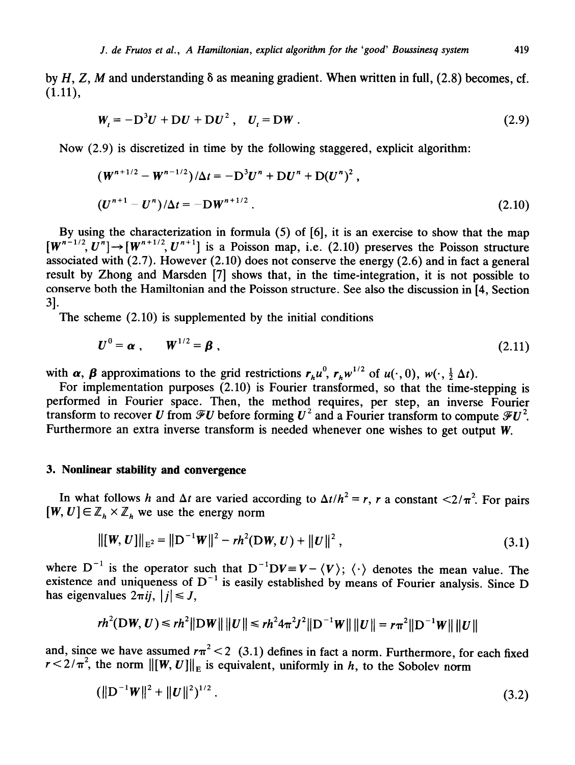by $H$, $Z$, $M$ and understanding $\delta$ as meaning gradient. When written in full, (2.8) becomes, cf. (1.11),

$$W_t = -D^3U + DU + DU^2\,, \quad U_t = DW\,. \tag{2.9}$$

Now (2.9) is discretized in time by the following staggered, explicit algorithm:

$$(W^{n+1/2} - W^{n-1/2})/\Delta t = -D^3U^n + DU^n + D(U^n)^2\,,$$

$$(U^{n+1} - U^n)/\Delta t = -DW^{n+1/2}\,. \tag{2.10}$$

By using the characterization in formula (5) of [6], it is an exercise to show that the map $[W^{n-1/2}, U^n] \rightarrow [W^{n+1/2}, U^{n+1}]$ is a Poisson map, i.e. (2.10) preserves the Poisson structure associated with (2.7). However (2.10) does not conserve the energy (2.6) and in fact a general result by Zhong and Marsden [7] shows that, in the time-integration, it is not possible to conserve both the Hamiltonian and the Poisson structure. See also the discussion in [4, Section 3].

The scheme (2.10) is supplemented by the initial conditions

$$U^0 = \boldsymbol{\alpha}\,, \qquad W^{1/2} = \boldsymbol{\beta}\,, \tag{2.11}$$

with $\boldsymbol{\alpha}$, $\boldsymbol{\beta}$ approximations to the grid restrictions $r_h u^0$, $r_h w^{1/2}$ of $u(\cdot, 0)$, $w(\cdot, \frac{1}{2}\Delta t)$.

For implementation purposes (2.10) is Fourier transformed, so that the time-stepping is performed in Fourier space. Then, the method requires, per step, an inverse Fourier transform to recover $U$ from $\mathscr{F}U$ before forming $U^2$ and a Fourier transform to compute $\mathscr{F}U^2$. Furthermore an extra inverse transform is needed whenever one wishes to get output $W$.

## 3. Nonlinear stability and convergence

In what follows $h$ and $\Delta t$ are varied according to $\Delta t/h^2 = r$, $r$ a constant $<2/\pi^2$. For pairs $[W, U] \in \mathbb{Z}_h \times \mathbb{Z}_h$ we use the energy norm

$$|||[W, U]|||_{E^2} = \|D^{-1}W\|^2 - rh^2(DW, U) + \|U\|^2\,, \tag{3.1}$$

where $D^{-1}$ is the operator such that $D^{-1}DV \equiv V - \langle V \rangle$; $\langle \cdot \rangle$ denotes the mean value. The existence and uniqueness of $D^{-1}$ is easily established by means of Fourier analysis. Since D has eigenvalues $2\pi ij$, $|j| \leq J$,

$$rh^2(DW, U) \leq rh^2\|DW\|\,\|U\| \leq rh^2 4\pi^2 J^2 \|D^{-1}W\|\,\|U\| = r\pi^2\|D^{-1}W\|\,\|U\|$$

and, since we have assumed $r\pi^2 < 2$ (3.1) defines in fact a norm. Furthermore, for each fixed $r < 2/\pi^2$, the norm $|||[W, U]|||_E$ is equivalent, uniformly in $h$, to the Sobolev norm

$$(\|D^{-1}W\|^2 + \|U\|^2)^{1/2}\,. \tag{3.2}$$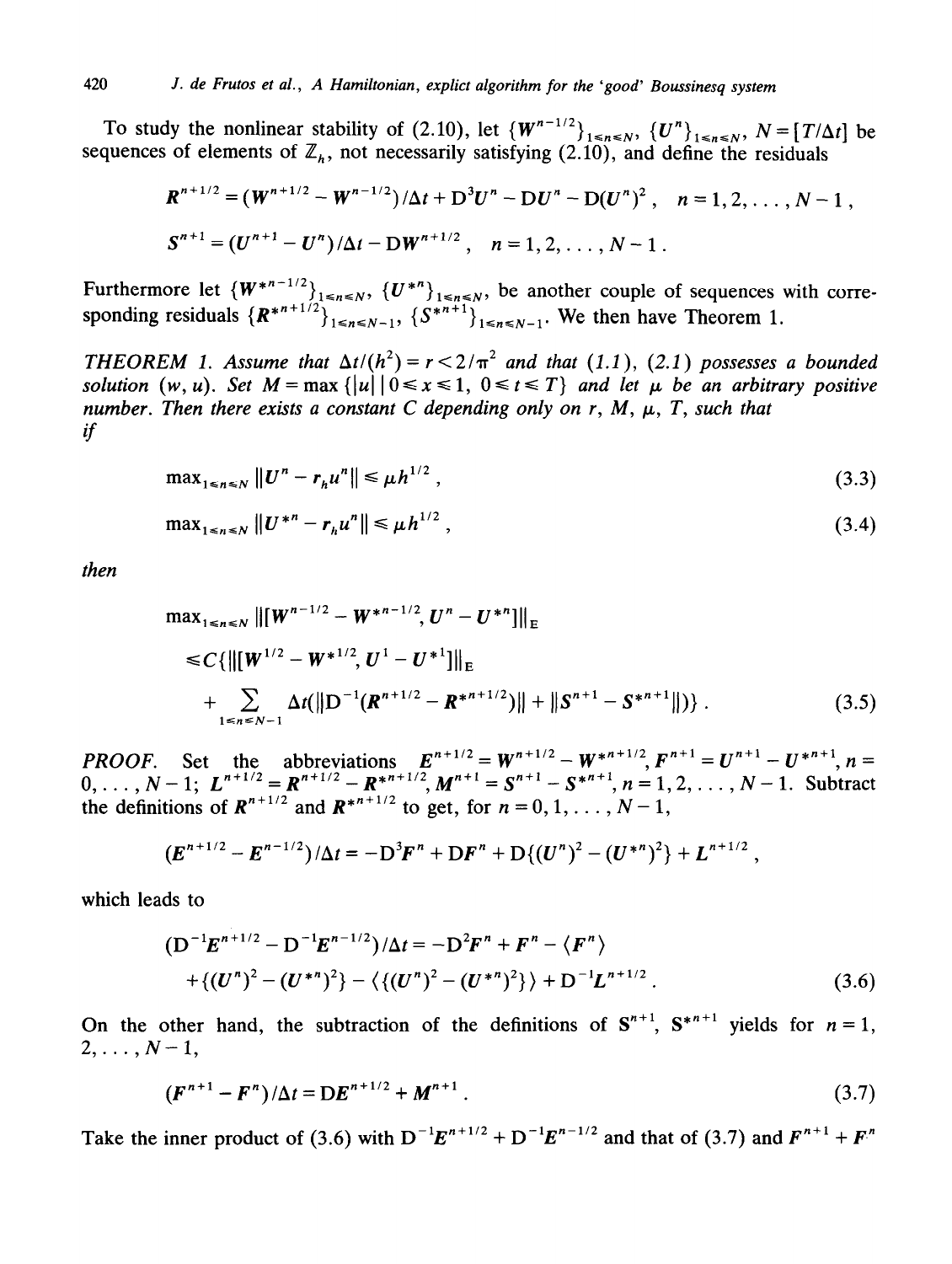To study the nonlinear stability of (2.10), let $\{W^{n-1/2}\}_{1\leq n\leq N}$, $\{U^n\}_{1\leq n\leq N}$, $N=[T/\Delta t]$ be sequences of elements of $\mathbb{Z}_h$, not necessarily satisfying (2.10), and define the residuals

$$R^{n+1/2}=(W^{n+1/2}-W^{n-1/2})/\Delta t+D^3U^n-DU^n-D(U^n)^2\,,\quad n=1,2,\ldots,N-1\,,$$

$$S^{n+1}=(U^{n+1}-U^n)/\Delta t-DW^{n+1/2}\,,\quad n=1,2,\ldots,N-1\,.$$

Furthermore let $\{W^{*n-1/2}\}_{1\leq n\leq N}$, $\{U^{*n}\}_{1\leq n\leq N}$, be another couple of sequences with corresponding residuals $\{R^{*n+1/2}\}_{1\leq n\leq N-1}$, $\{S^{*n+1}\}_{1\leq n\leq N-1}$. We then have Theorem 1.

*THEOREM 1. Assume that $\Delta t/(h^2)=r<2/\pi^2$ and that (1.1), (2.1) possesses a bounded solution $(w,u)$. Set $M=\max\{|u|\mid 0\leq x\leq 1,\ 0\leq t\leq T\}$ and let $\mu$ be an arbitrary positive number. Then there exists a constant $C$ depending only on $r$, $M$, $\mu$, $T$, such that if*

$$\max_{1\leq n\leq N}\|U^n-r_hu^n\|\leq \mu h^{1/2}\,,\tag{3.3}$$

$$\max_{1\leq n\leq N}\|U^{*n}-r_hu^n\|\leq \mu h^{1/2}\,,\tag{3.4}$$

*then*

$$\begin{aligned}\max_{1\leq n\leq N}&\,|||[W^{n-1/2}-W^{*n-1/2},U^n-U^{*n}]|||_{\mathrm{E}}\\ &\leq C\{|||[W^{1/2}-W^{*1/2},U^1-U^{*1}]|||_{\mathrm{E}}\\ &\quad+\sum_{1\leq n\leq N-1}\Delta t(\|D^{-1}(R^{n+1/2}-R^{*n+1/2})\|+\|S^{n+1}-S^{*n+1}\|)\}\,.\end{aligned}\tag{3.5}$$

*PROOF.* Set the abbreviations $E^{n+1/2}=W^{n+1/2}-W^{*n+1/2}$, $F^{n+1}=U^{n+1}-U^{*n+1}$, $n=0,\ldots,N-1$; $L^{n+1/2}=R^{n+1/2}-R^{*n+1/2}$, $M^{n+1}=S^{n+1}-S^{*n+1}$, $n=1,2,\ldots,N-1$. Subtract the definitions of $R^{n+1/2}$ and $R^{*n+1/2}$ to get, for $n=0,1,\ldots,N-1$,

$$(E^{n+1/2}-E^{n-1/2})/\Delta t=-D^3F^n+DF^n+D\{(U^n)^2-(U^{*n})^2\}+L^{n+1/2}\,,$$

which leads to

$$\begin{aligned}(D^{-1}E^{n+1/2}-D^{-1}E^{n-1/2})/\Delta t&=-D^2F^n+F^n-\langle F^n\rangle\\ &\quad+\{(U^n)^2-(U^{*n})^2\}-\langle\{(U^n)^2-(U^{*n})^2\}\rangle+D^{-1}L^{n+1/2}\,.\end{aligned}\tag{3.6}$$

On the other hand, the subtraction of the definitions of $S^{n+1}$, $S^{*n+1}$ yields for $n=1,2,\ldots,N-1$,

$$(F^{n+1}-F^n)/\Delta t=DE^{n+1/2}+M^{n+1}\,.\tag{3.7}$$

Take the inner product of (3.6) with $D^{-1}E^{n+1/2}+D^{-1}E^{n-1/2}$ and that of (3.7) and $F^{n+1}+F^n$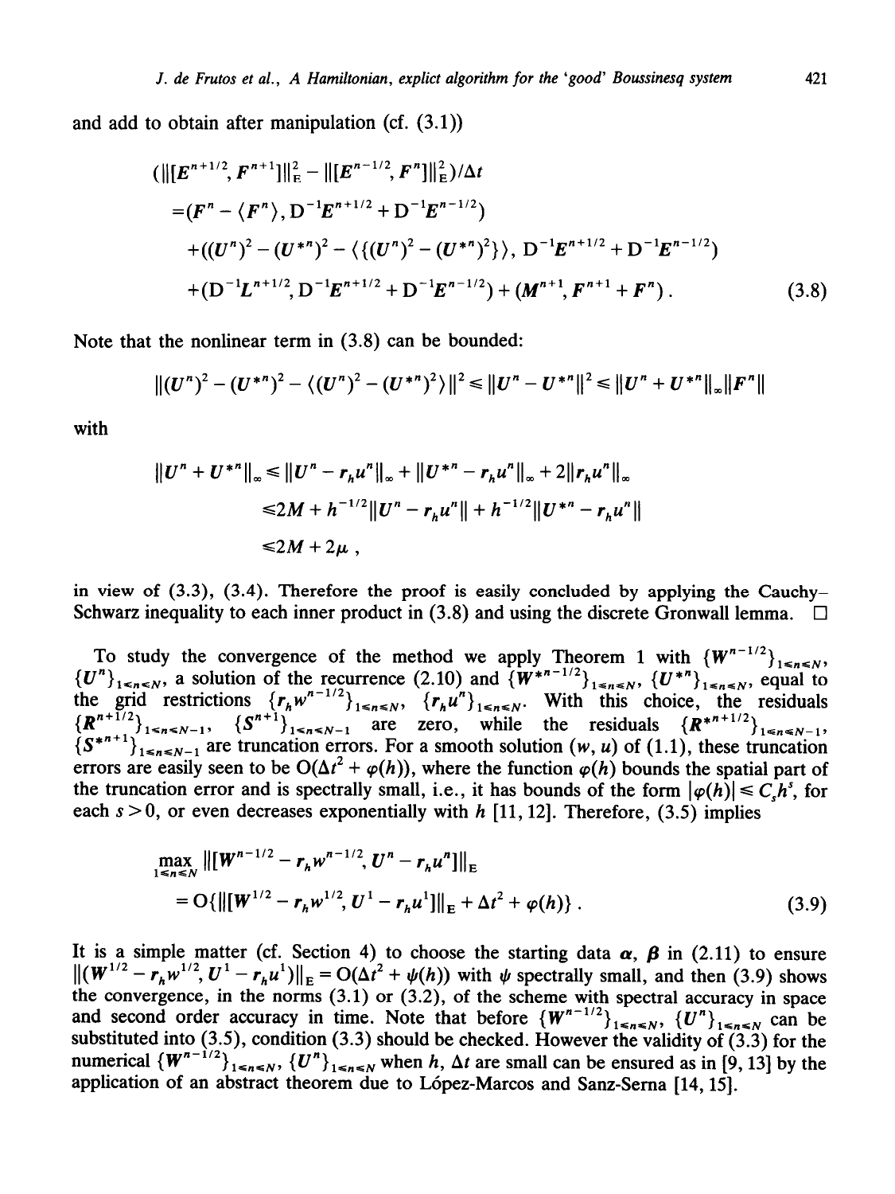and add to obtain after manipulation (cf. (3.1))

$$
\begin{aligned}
&(\|[E^{n+1/2}, F^{n+1}]\|_{\mathrm{E}}^2 - \|[E^{n-1/2}, F^n]\|_{\mathrm{E}}^2)/\Delta t \\
&= (F^n - \langle F^n \rangle, \mathrm{D}^{-1}E^{n+1/2} + \mathrm{D}^{-1}E^{n-1/2}) \\
&\quad + ((U^n)^2 - (U^{*n})^2 - \langle \{(U^n)^2 - (U^{*n})^2\} \rangle, \mathrm{D}^{-1}E^{n+1/2} + \mathrm{D}^{-1}E^{n-1/2}) \\
&\quad + (\mathrm{D}^{-1}L^{n+1/2}, \mathrm{D}^{-1}E^{n+1/2} + \mathrm{D}^{-1}E^{n-1/2}) + (M^{n+1}, F^{n+1} + F^n) .
\end{aligned}
\tag{3.8}
$$

Note that the nonlinear term in (3.8) can be bounded:

$$
\|(U^n)^2 - (U^{*n})^2 - \langle (U^n)^2 - (U^{*n})^2 \rangle \|^2 \leq \|U^n - U^{*n}\|^2 \leq \|U^n + U^{*n}\|_\infty \|F^n\|
$$

with

$$
\begin{aligned}
\|U^n + U^{*n}\|_\infty &\leq \|U^n - r_h u^n\|_\infty + \|U^{*n} - r_h u^n\|_\infty + 2\|r_h u^n\|_\infty \\
&\leq 2M + h^{-1/2}\|U^n - r_h u^n\| + h^{-1/2}\|U^{*n} - r_h u^n\| \\
&\leq 2M + 2\mu ,
\end{aligned}
$$

in view of (3.3), (3.4). Therefore the proof is easily concluded by applying the Cauchy–Schwarz inequality to each inner product in (3.8) and using the discrete Gronwall lemma. □

To study the convergence of the method we apply Theorem 1 with $\{W^{n-1/2}\}_{1 \leq n \leq N}$, $\{U^n\}_{1 \leq n \leq N}$, a solution of the recurrence (2.10) and $\{W^{*n-1/2}\}_{1 \leq n \leq N}$, $\{U^{*n}\}_{1 \leq n \leq N}$, equal to the grid restrictions $\{r_h w^{n-1/2}\}_{1 \leq n \leq N}$, $\{r_h u^n\}_{1 \leq n \leq N}$. With this choice, the residuals $\{R^{n+1/2}\}_{1 \leq n \leq N-1}$, $\{S^{n+1}\}_{1 \leq n \leq N-1}$ are zero, while the residuals $\{R^{*n+1/2}\}_{1 \leq n \leq N-1}$, $\{S^{*n+1}\}_{1 \leq n \leq N-1}$ are truncation errors. For a smooth solution $(w, u)$ of (1.1), these truncation errors are easily seen to be $O(\Delta t^2 + \varphi(h))$, where the function $\varphi(h)$ bounds the spatial part of the truncation error and is spectrally small, i.e., it has bounds of the form $|\varphi(h)| \leq C_s h^s$, for each $s > 0$, or even decreases exponentially with $h$ [11, 12]. Therefore, (3.5) implies

$$
\begin{aligned}
&\max_{1 \leq n \leq N} \|[W^{n-1/2} - r_h w^{n-1/2}, U^n - r_h u^n]\|_{\mathrm{E}} \\
&= O\{\|[W^{1/2} - r_h w^{1/2}, U^1 - r_h u^1]\|_{\mathrm{E}} + \Delta t^2 + \varphi(h)\} .
\end{aligned}
\tag{3.9}
$$

It is a simple matter (cf. Section 4) to choose the starting data $\boldsymbol{\alpha}$, $\boldsymbol{\beta}$ in (2.11) to ensure $\|(W^{1/2} - r_h w^{1/2}, U^1 - r_h u^1)\|_{\mathrm{E}} = O(\Delta t^2 + \psi(h))$ with $\psi$ spectrally small, and then (3.9) shows the convergence, in the norms (3.1) or (3.2), of the scheme with spectral accuracy in space and second order accuracy in time. Note that before $\{W^{n-1/2}\}_{1 \leq n \leq N}$, $\{U^n\}_{1 \leq n \leq N}$ can be substituted into (3.5), condition (3.3) should be checked. However the validity of (3.3) for the numerical $\{W^{n-1/2}\}_{1 \leq n \leq N}$, $\{U^n\}_{1 \leq n \leq N}$ when $h$, $\Delta t$ are small can be ensured as in [9, 13] by the application of an abstract theorem due to López-Marcos and Sanz-Serna [14, 15].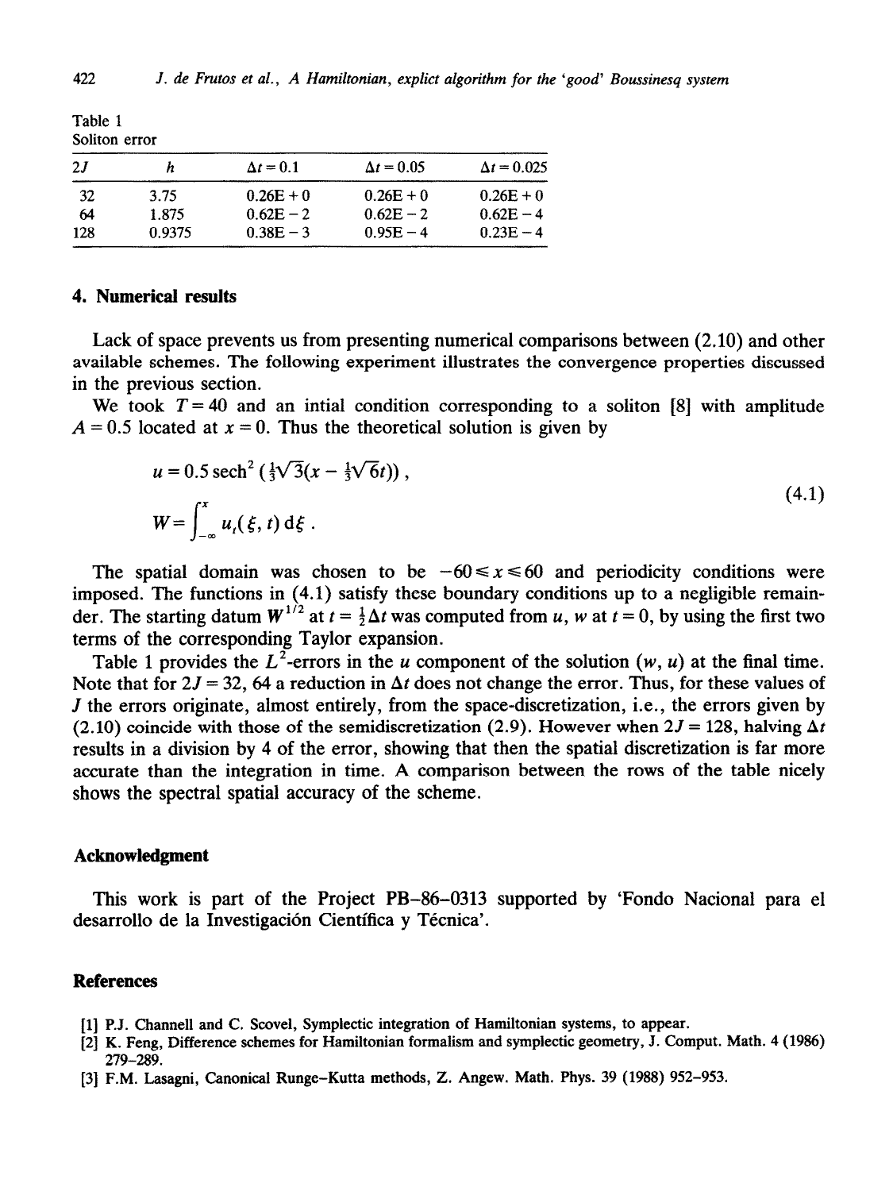Table 1
Soliton error

| $2J$ | $h$ | $\Delta t = 0.1$ | $\Delta t = 0.05$ | $\Delta t = 0.025$ |
|---|---|---|---|---|
| 32 | 3.75 | 0.26E + 0 | 0.26E + 0 | 0.26E + 0 |
| 64 | 1.875 | 0.62E − 2 | 0.62E − 2 | 0.62E − 4 |
| 128 | 0.9375 | 0.38E − 3 | 0.95E − 4 | 0.23E − 4 |

## 4. Numerical results

Lack of space prevents us from presenting numerical comparisons between (2.10) and other available schemes. The following experiment illustrates the convergence properties discussed in the previous section.

We took $T = 40$ and an intial condition corresponding to a soliton [8] with amplitude $A = 0.5$ located at $x = 0$. Thus the theoretical solution is given by

$$u = 0.5 \operatorname{sech}^2 \left(\tfrac{1}{3}\sqrt{3}\left(x - \tfrac{1}{3}\sqrt{6}t\right)\right) ,$$
$$W = \int_{-\infty}^{x} u_t(\xi, t) \, \mathrm{d}\xi . \tag{4.1}$$

The spatial domain was chosen to be $-60 \leqslant x \leqslant 60$ and periodicity conditions were imposed. The functions in (4.1) satisfy these boundary conditions up to a negligible remainder. The starting datum $W^{1/2}$ at $t = \frac{1}{2}\Delta t$ was computed from $u$, $w$ at $t = 0$, by using the first two terms of the corresponding Taylor expansion.

Table 1 provides the $L^2$-errors in the $u$ component of the solution $(w, u)$ at the final time. Note that for $2J = 32$, 64 a reduction in $\Delta t$ does not change the error. Thus, for these values of $J$ the errors originate, almost entirely, from the space-discretization, i.e., the errors given by (2.10) coincide with those of the semidiscretization (2.9). However when $2J = 128$, halving $\Delta t$ results in a division by 4 of the error, showing that then the spatial discretization is far more accurate than the integration in time. A comparison between the rows of the table nicely shows the spectral spatial accuracy of the scheme.

## Acknowledgment

This work is part of the Project PB-86-0313 supported by 'Fondo Nacional para el desarrollo de la Investigación Científica y Técnica'.

## References

[1] P.J. Channell and C. Scovel, Symplectic integration of Hamiltonian systems, to appear.

[2] K. Feng, Difference schemes for Hamiltonian formalism and symplectic geometry, J. Comput. Math. 4 (1986) 279–289.

[3] F.M. Lasagni, Canonical Runge–Kutta methods, Z. Angew. Math. Phys. 39 (1988) 952–953.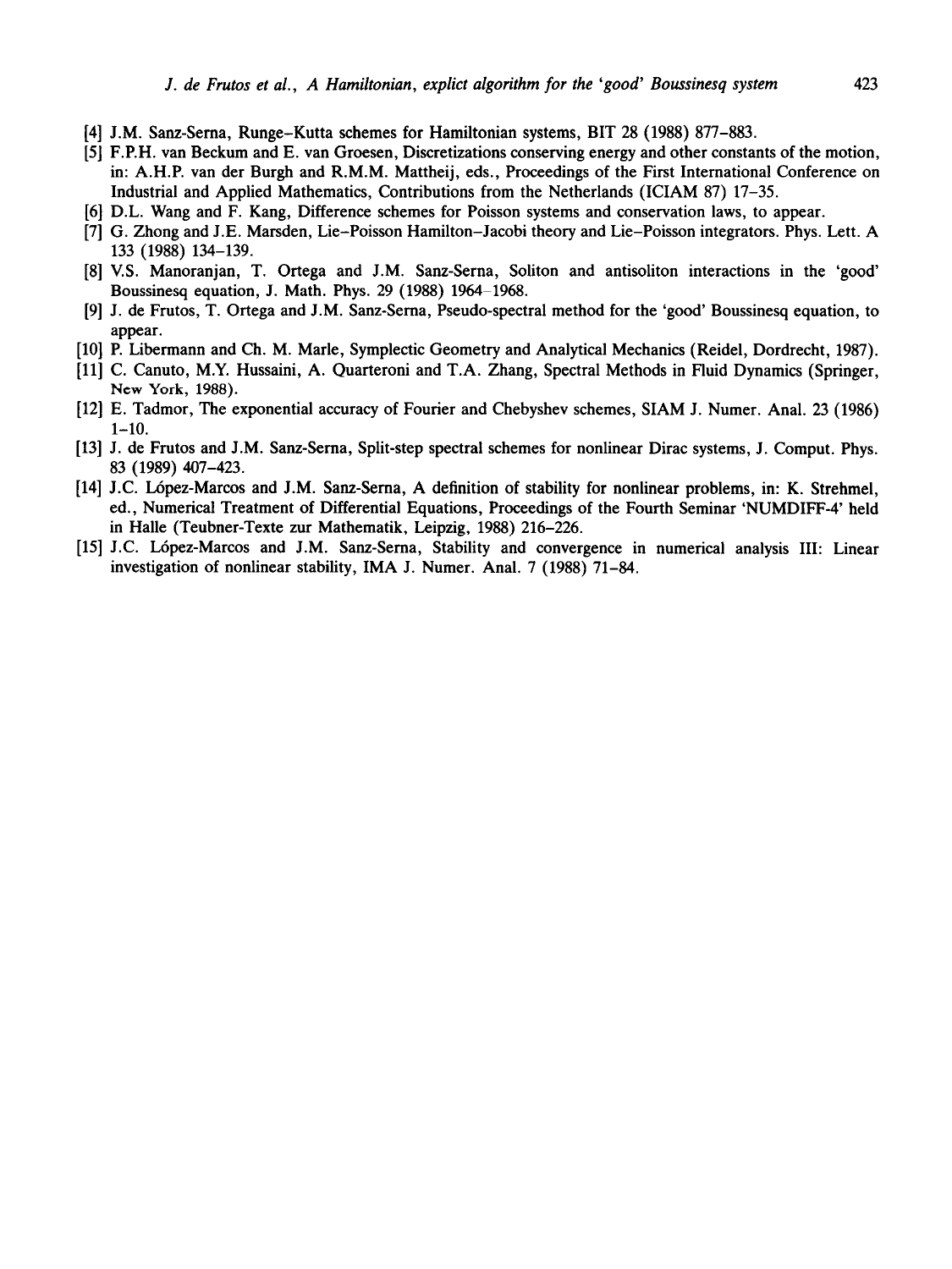[4] J.M. Sanz-Serna, Runge–Kutta schemes for Hamiltonian systems, BIT 28 (1988) 877–883.

[5] F.P.H. van Beckum and E. van Groesen, Discretizations conserving energy and other constants of the motion, in: A.H.P. van der Burgh and R.M.M. Mattheij, eds., Proceedings of the First International Conference on Industrial and Applied Mathematics, Contributions from the Netherlands (ICIAM 87) 17–35.

[6] D.L. Wang and F. Kang, Difference schemes for Poisson systems and conservation laws, to appear.

[7] G. Zhong and J.E. Marsden, Lie–Poisson Hamilton–Jacobi theory and Lie–Poisson integrators. Phys. Lett. A 133 (1988) 134–139.

[8] V.S. Manoranjan, T. Ortega and J.M. Sanz-Serna, Soliton and antisoliton interactions in the 'good' Boussinesq equation, J. Math. Phys. 29 (1988) 1964–1968.

[9] J. de Frutos, T. Ortega and J.M. Sanz-Serna, Pseudo-spectral method for the 'good' Boussinesq equation, to appear.

[10] P. Libermann and Ch. M. Marle, Symplectic Geometry and Analytical Mechanics (Reidel, Dordrecht, 1987).

[11] C. Canuto, M.Y. Hussaini, A. Quarteroni and T.A. Zhang, Spectral Methods in Fluid Dynamics (Springer, New York, 1988).

[12] E. Tadmor, The exponential accuracy of Fourier and Chebyshev schemes, SIAM J. Numer. Anal. 23 (1986) 1–10.

[13] J. de Frutos and J.M. Sanz-Serna, Split-step spectral schemes for nonlinear Dirac systems, J. Comput. Phys. 83 (1989) 407–423.

[14] J.C. López-Marcos and J.M. Sanz-Serna, A definition of stability for nonlinear problems, in: K. Strehmel, ed., Numerical Treatment of Differential Equations, Proceedings of the Fourth Seminar 'NUMDIFF-4' held in Halle (Teubner-Texte zur Mathematik, Leipzig, 1988) 216–226.

[15] J.C. López-Marcos and J.M. Sanz-Serna, Stability and convergence in numerical analysis III: Linear investigation of nonlinear stability, IMA J. Numer. Anal. 7 (1988) 71–84.